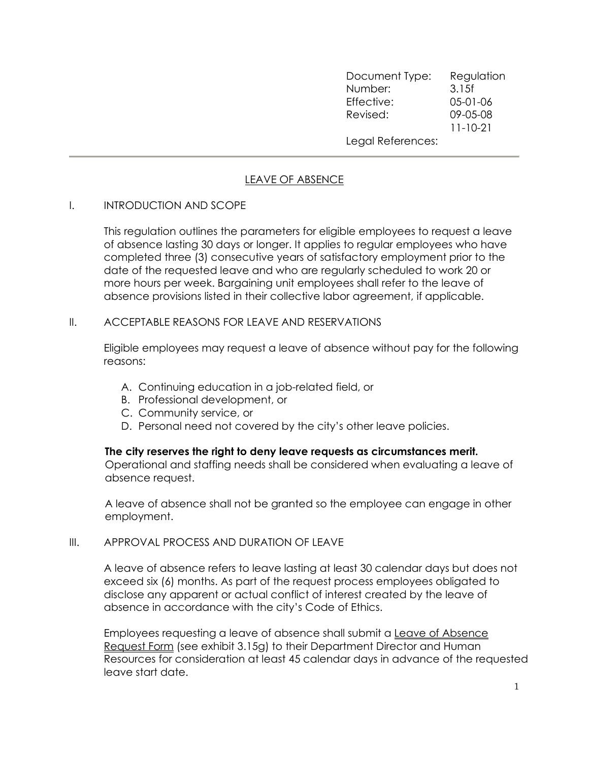| Document Type: | Regulation |
| --- | --- |
| Number: | 3.15f |
| Effective: | 05-01-06 |
| Revised: | 09-05-08 |
| | 11-10-21 |
| Legal References: | |

---

# LEAVE OF ABSENCE

## I. INTRODUCTION AND SCOPE

This regulation outlines the parameters for eligible employees to request a leave of absence lasting 30 days or longer. It applies to regular employees who have completed three (3) consecutive years of satisfactory employment prior to the date of the requested leave and who are regularly scheduled to work 20 or more hours per week. Bargaining unit employees shall refer to the leave of absence provisions listed in their collective labor agreement, if applicable.

## II. ACCEPTABLE REASONS FOR LEAVE AND RESERVATIONS

Eligible employees may request a leave of absence without pay for the following reasons:

A. Continuing education in a job-related field, or
B. Professional development, or
C. Community service, or
D. Personal need not covered by the city's other leave policies.

**The city reserves the right to deny leave requests as circumstances merit.** Operational and staffing needs shall be considered when evaluating a leave of absence request.

A leave of absence shall not be granted so the employee can engage in other employment.

## III. APPROVAL PROCESS AND DURATION OF LEAVE

A leave of absence refers to leave lasting at least 30 calendar days but does not exceed six (6) months. As part of the request process employees obligated to disclose any apparent or actual conflict of interest created by the leave of absence in accordance with the city's Code of Ethics.

Employees requesting a leave of absence shall submit a Leave of Absence Request Form (see exhibit 3.15g) to their Department Director and Human Resources for consideration at least 45 calendar days in advance of the requested leave start date.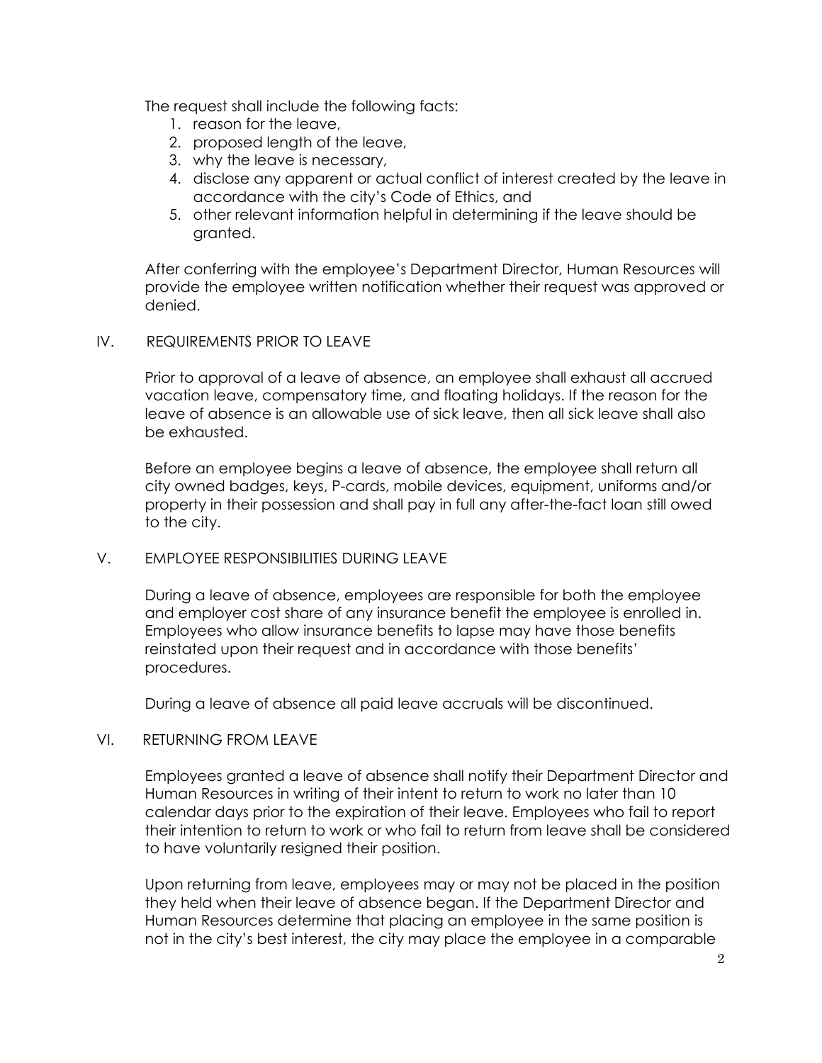The request shall include the following facts:

1. reason for the leave,
2. proposed length of the leave,
3. why the leave is necessary,
4. disclose any apparent or actual conflict of interest created by the leave in accordance with the city's Code of Ethics, and
5. other relevant information helpful in determining if the leave should be granted.

After conferring with the employee's Department Director, Human Resources will provide the employee written notification whether their request was approved or denied.

## IV. REQUIREMENTS PRIOR TO LEAVE

Prior to approval of a leave of absence, an employee shall exhaust all accrued vacation leave, compensatory time, and floating holidays. If the reason for the leave of absence is an allowable use of sick leave, then all sick leave shall also be exhausted.

Before an employee begins a leave of absence, the employee shall return all city owned badges, keys, P-cards, mobile devices, equipment, uniforms and/or property in their possession and shall pay in full any after-the-fact loan still owed to the city.

## V. EMPLOYEE RESPONSIBILITIES DURING LEAVE

During a leave of absence, employees are responsible for both the employee and employer cost share of any insurance benefit the employee is enrolled in. Employees who allow insurance benefits to lapse may have those benefits reinstated upon their request and in accordance with those benefits' procedures.

During a leave of absence all paid leave accruals will be discontinued.

## VI. RETURNING FROM LEAVE

Employees granted a leave of absence shall notify their Department Director and Human Resources in writing of their intent to return to work no later than 10 calendar days prior to the expiration of their leave. Employees who fail to report their intention to return to work or who fail to return from leave shall be considered to have voluntarily resigned their position.

Upon returning from leave, employees may or may not be placed in the position they held when their leave of absence began. If the Department Director and Human Resources determine that placing an employee in the same position is not in the city's best interest, the city may place the employee in a comparable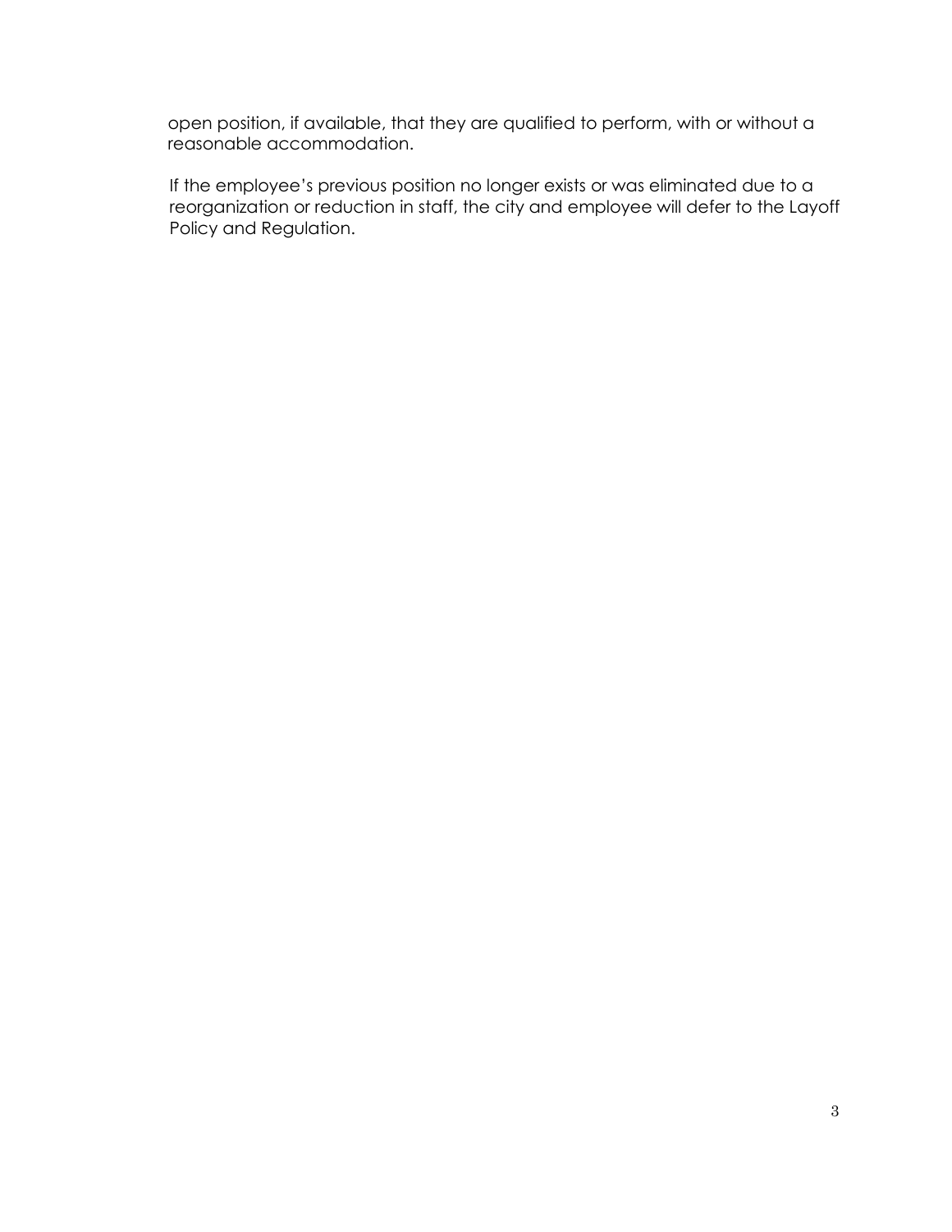open position, if available, that they are qualified to perform, with or without a reasonable accommodation.

If the employee's previous position no longer exists or was eliminated due to a reorganization or reduction in staff, the city and employee will defer to the Layoff Policy and Regulation.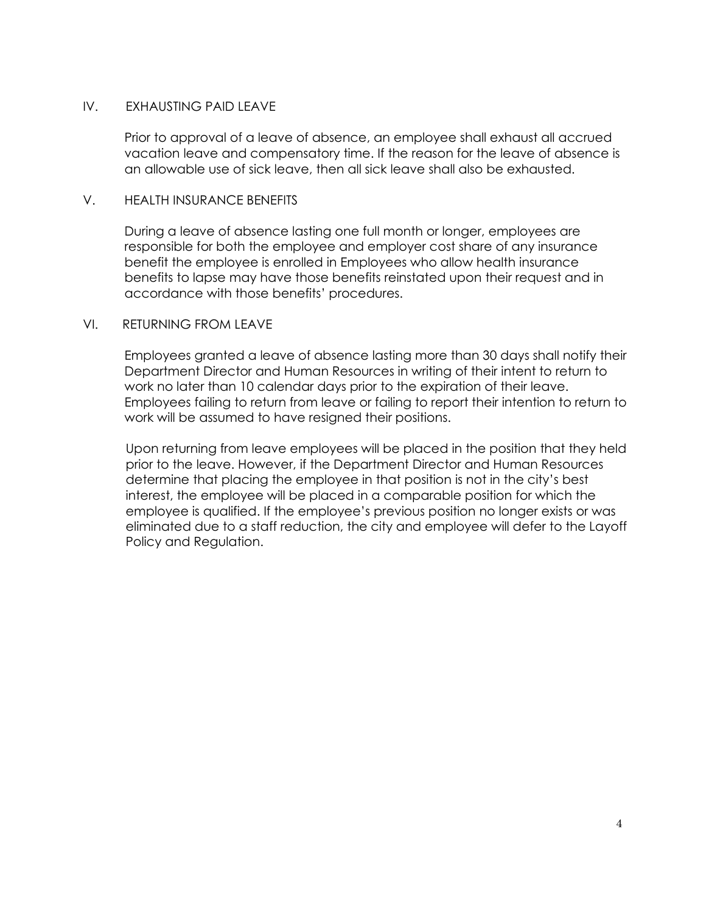## IV. EXHAUSTING PAID LEAVE

Prior to approval of a leave of absence, an employee shall exhaust all accrued vacation leave and compensatory time. If the reason for the leave of absence is an allowable use of sick leave, then all sick leave shall also be exhausted.

## V. HEALTH INSURANCE BENEFITS

During a leave of absence lasting one full month or longer, employees are responsible for both the employee and employer cost share of any insurance benefit the employee is enrolled in Employees who allow health insurance benefits to lapse may have those benefits reinstated upon their request and in accordance with those benefits' procedures.

## VI. RETURNING FROM LEAVE

Employees granted a leave of absence lasting more than 30 days shall notify their Department Director and Human Resources in writing of their intent to return to work no later than 10 calendar days prior to the expiration of their leave. Employees failing to return from leave or failing to report their intention to return to work will be assumed to have resigned their positions.

Upon returning from leave employees will be placed in the position that they held prior to the leave. However, if the Department Director and Human Resources determine that placing the employee in that position is not in the city's best interest, the employee will be placed in a comparable position for which the employee is qualified. If the employee's previous position no longer exists or was eliminated due to a staff reduction, the city and employee will defer to the Layoff Policy and Regulation.